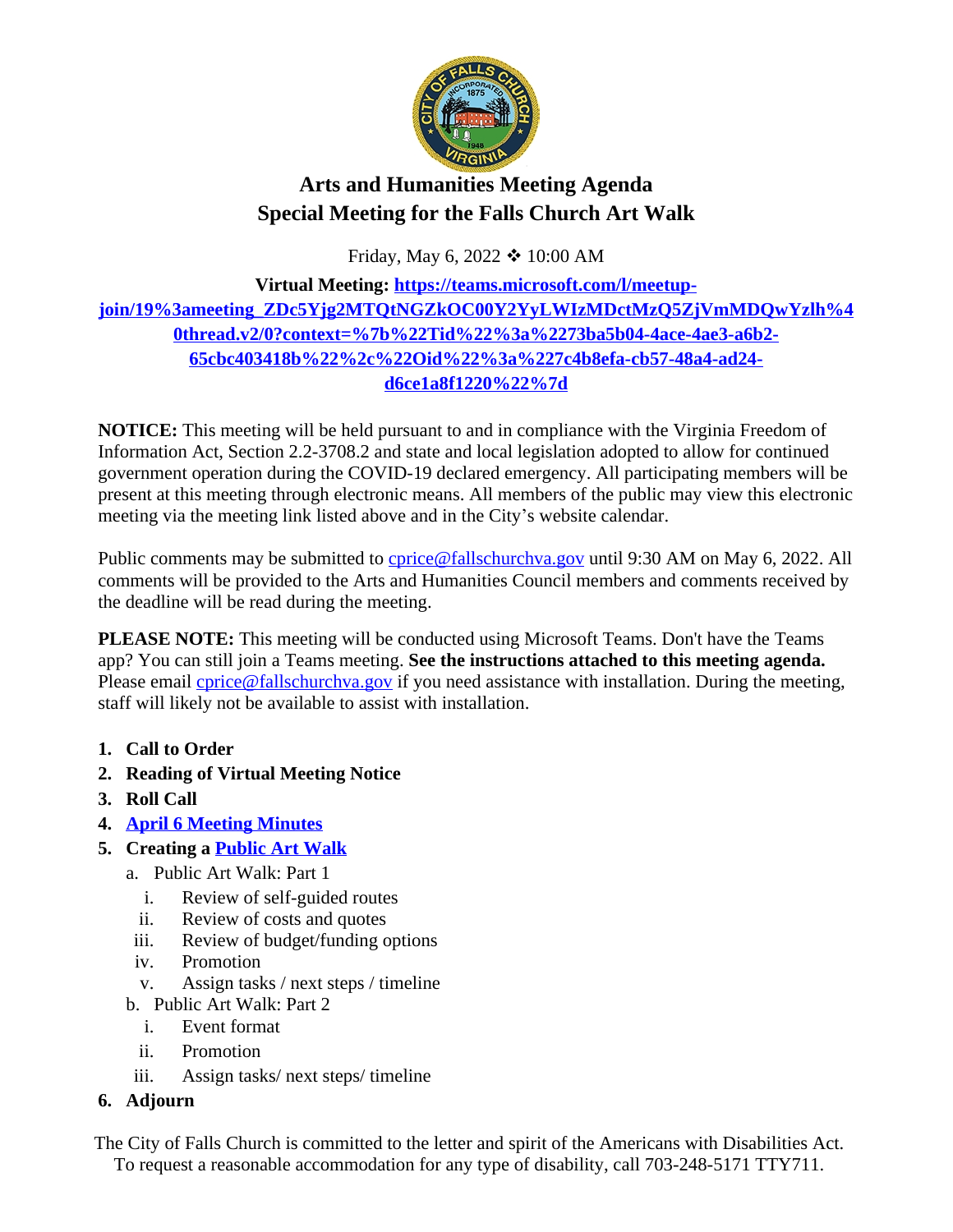# Arts and Humanities Meeting Agenda
# Special Meeting for the Falls Church Art Walk

Friday, May 6, 2022 ❖ 10:00 AM

**Virtual Meeting: https://teams.microsoft.com/l/meetup-join/19%3ameeting_ZDc5Yjg2MTQtNGZkOC00Y2YyLWIzMDctMzQ5ZjVmMDQwYzlh%40thread.v2/0?context=%7b%22Tid%22%3a%2273ba5b04-4ace-4ae3-a6b2-65cbc403418b%22%2c%22Oid%22%3a%227c4b8efa-cb57-48a4-ad24-d6ce1a8f1220%22%7d**

**NOTICE:** This meeting will be held pursuant to and in compliance with the Virginia Freedom of Information Act, Section 2.2-3708.2 and state and local legislation adopted to allow for continued government operation during the COVID-19 declared emergency. All participating members will be present at this meeting through electronic means. All members of the public may view this electronic meeting via the meeting link listed above and in the City's website calendar.

Public comments may be submitted to cprice@fallschurchva.gov until 9:30 AM on May 6, 2022. All comments will be provided to the Arts and Humanities Council members and comments received by the deadline will be read during the meeting.

**PLEASE NOTE:** This meeting will be conducted using Microsoft Teams. Don't have the Teams app? You can still join a Teams meeting. **See the instructions attached to this meeting agenda.** Please email cprice@fallschurchva.gov if you need assistance with installation. During the meeting, staff will likely not be available to assist with installation.

1. **Call to Order**
2. **Reading of Virtual Meeting Notice**
3. **Roll Call**
4. **April 6 Meeting Minutes**
5. **Creating a Public Art Walk**
   a. Public Art Walk: Part 1
      i. Review of self-guided routes
      ii. Review of costs and quotes
      iii. Review of budget/funding options
      iv. Promotion
      v. Assign tasks / next steps / timeline
   b. Public Art Walk: Part 2
      i. Event format
      ii. Promotion
      iii. Assign tasks/ next steps/ timeline
6. **Adjourn**

The City of Falls Church is committed to the letter and spirit of the Americans with Disabilities Act. To request a reasonable accommodation for any type of disability, call 703-248-5171 TTY711.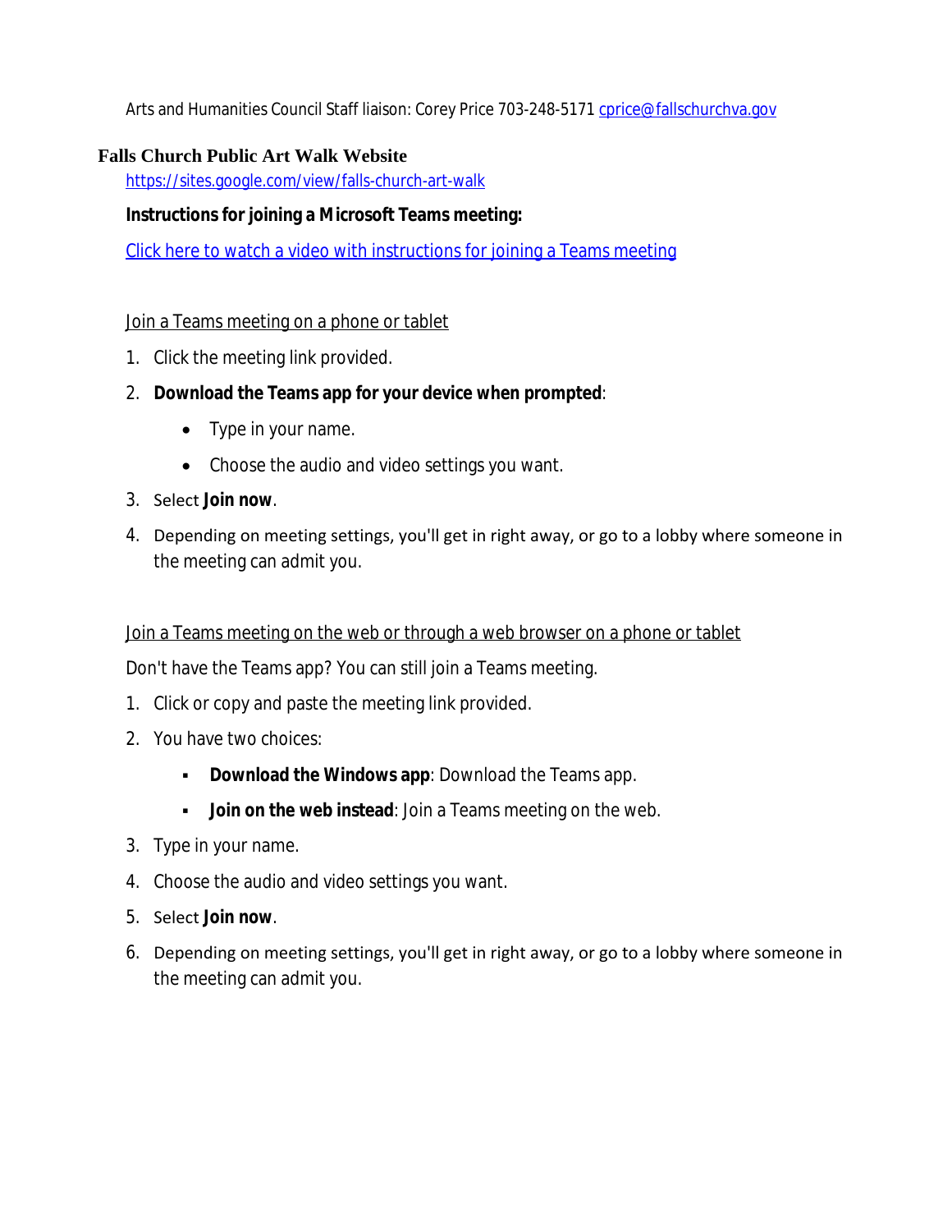Arts and Humanities Council Staff liaison: Corey Price 703-248-5171 [cprice@fallschurchva.gov](mailto:cprice@fallschurchva.gov)

### Falls Church Public Art Walk Website

https://sites.google.com/view/falls-church-art-walk

**Instructions for joining a Microsoft Teams meeting:**

Click here to watch a video with instructions for joining a Teams meeting

Join a Teams meeting on a phone or tablet

1. Click the meeting link provided.
2. **Download the Teams app for your device when prompted**:
    - Type in your name.
    - Choose the audio and video settings you want.
3. Select **Join now**.
4. Depending on meeting settings, you'll get in right away, or go to a lobby where someone in the meeting can admit you.

Join a Teams meeting on the web or through a web browser on a phone or tablet

Don't have the Teams app? You can still join a Teams meeting.

1. Click or copy and paste the meeting link provided.
2. You have two choices:
    - **Download the Windows app**: Download the Teams app.
    - **Join on the web instead**: Join a Teams meeting on the web.
3. Type in your name.
4. Choose the audio and video settings you want.
5. Select **Join now**.
6. Depending on meeting settings, you'll get in right away, or go to a lobby where someone in the meeting can admit you.